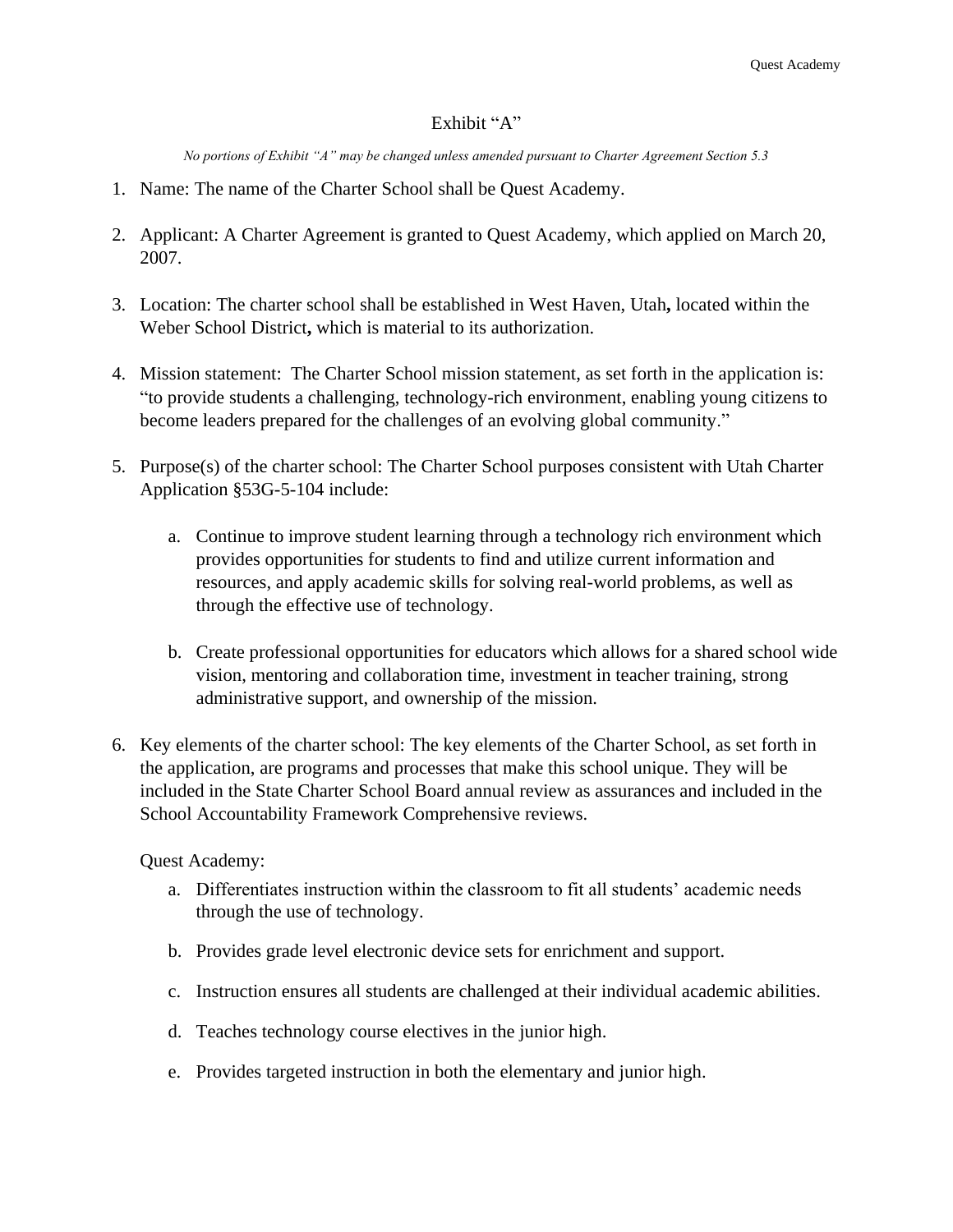# Exhibit "A"

*No portions of Exhibit "A" may be changed unless amended pursuant to Charter Agreement Section 5.3*

1. Name: The name of the Charter School shall be Quest Academy.

2. Applicant: A Charter Agreement is granted to Quest Academy, which applied on March 20, 2007.

3. Location: The charter school shall be established in West Haven, Utah**,** located within the Weber School District**,** which is material to its authorization.

4. Mission statement: The Charter School mission statement, as set forth in the application is: "to provide students a challenging, technology-rich environment, enabling young citizens to become leaders prepared for the challenges of an evolving global community."

5. Purpose(s) of the charter school: The Charter School purposes consistent with Utah Charter Application §53G-5-104 include:

    a. Continue to improve student learning through a technology rich environment which provides opportunities for students to find and utilize current information and resources, and apply academic skills for solving real-world problems, as well as through the effective use of technology.

    b. Create professional opportunities for educators which allows for a shared school wide vision, mentoring and collaboration time, investment in teacher training, strong administrative support, and ownership of the mission.

6. Key elements of the charter school: The key elements of the Charter School, as set forth in the application, are programs and processes that make this school unique. They will be included in the State Charter School Board annual review as assurances and included in the School Accountability Framework Comprehensive reviews.

    Quest Academy:

    a. Differentiates instruction within the classroom to fit all students' academic needs through the use of technology.

    b. Provides grade level electronic device sets for enrichment and support.

    c. Instruction ensures all students are challenged at their individual academic abilities.

    d. Teaches technology course electives in the junior high.

    e. Provides targeted instruction in both the elementary and junior high.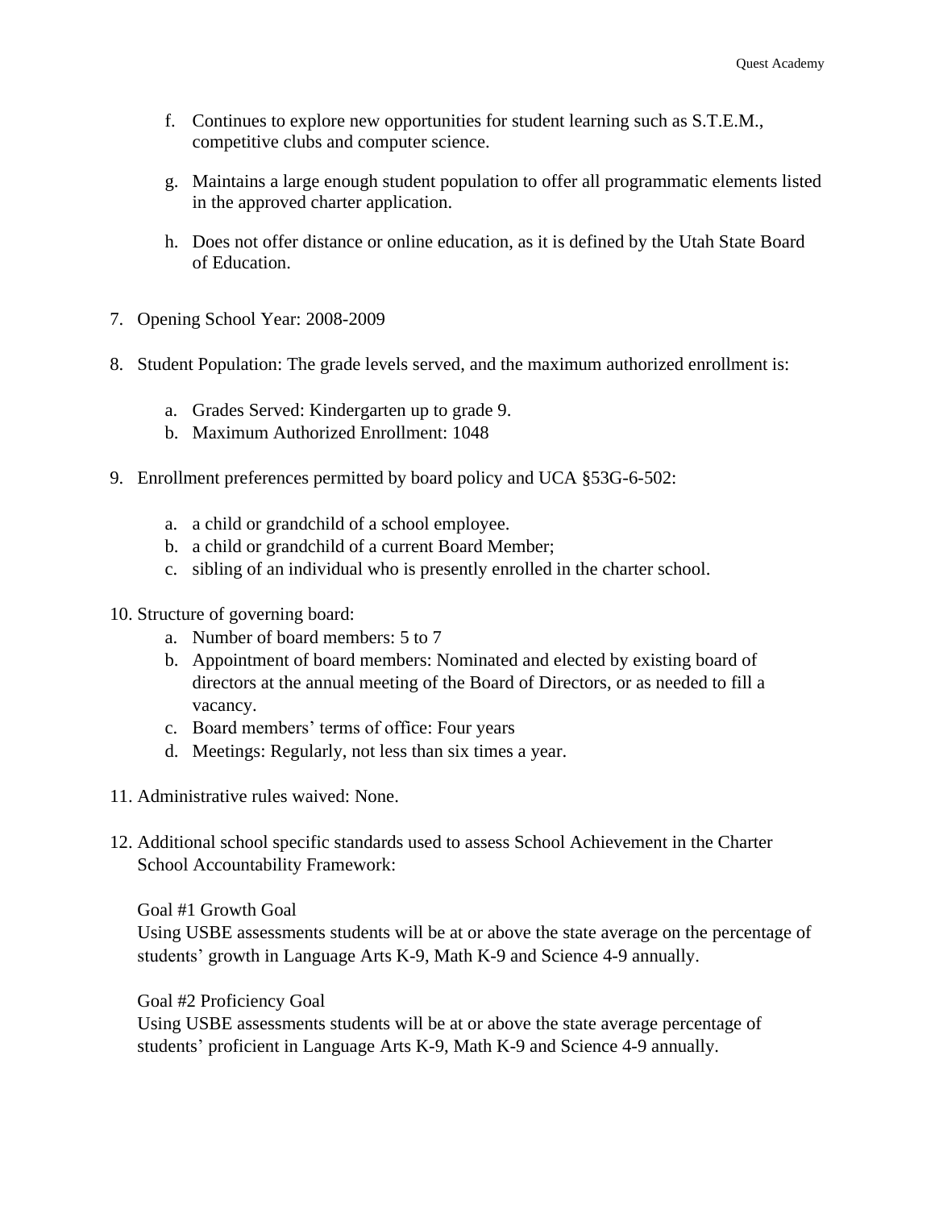f. Continues to explore new opportunities for student learning such as S.T.E.M., competitive clubs and computer science.

   g. Maintains a large enough student population to offer all programmatic elements listed in the approved charter application.

   h. Does not offer distance or online education, as it is defined by the Utah State Board of Education.

7. Opening School Year: 2008-2009

8. Student Population: The grade levels served, and the maximum authorized enrollment is:

   a. Grades Served: Kindergarten up to grade 9.
   b. Maximum Authorized Enrollment: 1048

9. Enrollment preferences permitted by board policy and UCA §53G-6-502:

   a. a child or grandchild of a school employee.
   b. a child or grandchild of a current Board Member;
   c. sibling of an individual who is presently enrolled in the charter school.

10. Structure of governing board:
    a. Number of board members: 5 to 7
    b. Appointment of board members: Nominated and elected by existing board of directors at the annual meeting of the Board of Directors, or as needed to fill a vacancy.
    c. Board members' terms of office: Four years
    d. Meetings: Regularly, not less than six times a year.

11. Administrative rules waived: None.

12. Additional school specific standards used to assess School Achievement in the Charter School Accountability Framework:

    Goal #1 Growth Goal
    Using USBE assessments students will be at or above the state average on the percentage of students' growth in Language Arts K-9, Math K-9 and Science 4-9 annually.

    Goal #2 Proficiency Goal
    Using USBE assessments students will be at or above the state average percentage of students' proficient in Language Arts K-9, Math K-9 and Science 4-9 annually.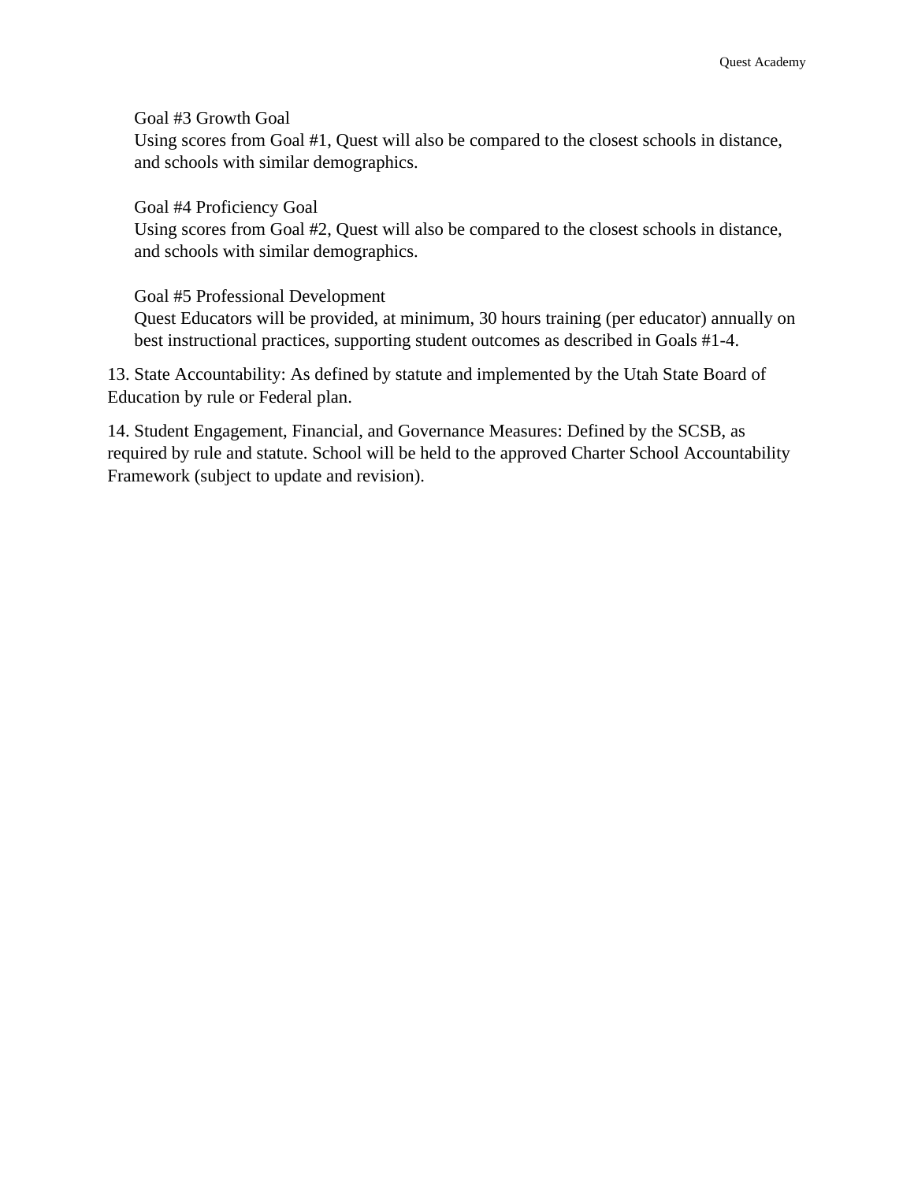Goal #3 Growth Goal
Using scores from Goal #1, Quest will also be compared to the closest schools in distance, and schools with similar demographics.

Goal #4 Proficiency Goal
Using scores from Goal #2, Quest will also be compared to the closest schools in distance, and schools with similar demographics.

Goal #5 Professional Development
Quest Educators will be provided, at minimum, 30 hours training (per educator) annually on best instructional practices, supporting student outcomes as described in Goals #1-4.

13. State Accountability: As defined by statute and implemented by the Utah State Board of Education by rule or Federal plan.

14. Student Engagement, Financial, and Governance Measures: Defined by the SCSB, as required by rule and statute. School will be held to the approved Charter School Accountability Framework (subject to update and revision).